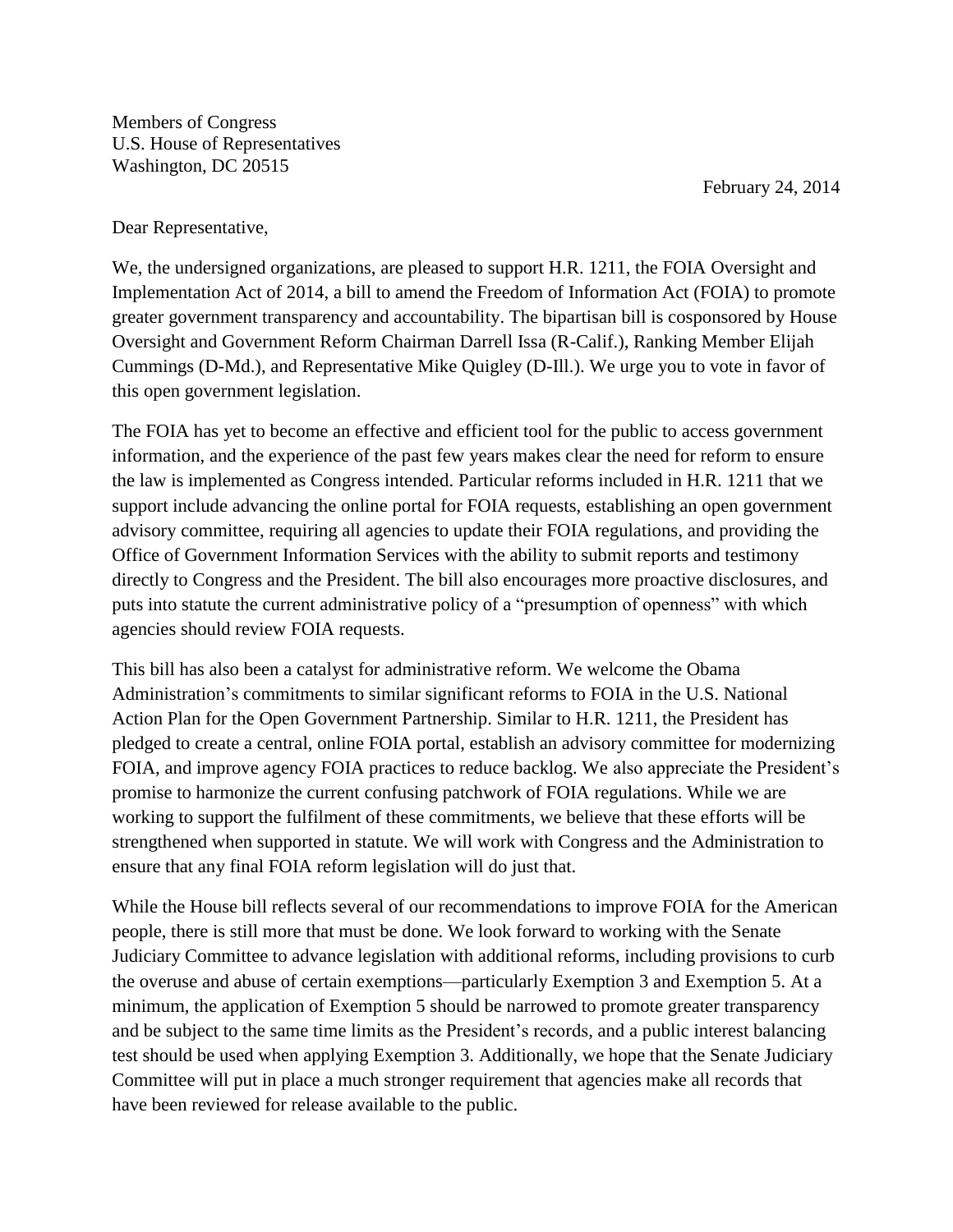Members of Congress
U.S. House of Representatives
Washington, DC 20515

February 24, 2014

Dear Representative,

We, the undersigned organizations, are pleased to support H.R. 1211, the FOIA Oversight and Implementation Act of 2014, a bill to amend the Freedom of Information Act (FOIA) to promote greater government transparency and accountability. The bipartisan bill is cosponsored by House Oversight and Government Reform Chairman Darrell Issa (R-Calif.), Ranking Member Elijah Cummings (D-Md.), and Representative Mike Quigley (D-Ill.). We urge you to vote in favor of this open government legislation.

The FOIA has yet to become an effective and efficient tool for the public to access government information, and the experience of the past few years makes clear the need for reform to ensure the law is implemented as Congress intended. Particular reforms included in H.R. 1211 that we support include advancing the online portal for FOIA requests, establishing an open government advisory committee, requiring all agencies to update their FOIA regulations, and providing the Office of Government Information Services with the ability to submit reports and testimony directly to Congress and the President. The bill also encourages more proactive disclosures, and puts into statute the current administrative policy of a "presumption of openness" with which agencies should review FOIA requests.

This bill has also been a catalyst for administrative reform. We welcome the Obama Administration's commitments to similar significant reforms to FOIA in the U.S. National Action Plan for the Open Government Partnership. Similar to H.R. 1211, the President has pledged to create a central, online FOIA portal, establish an advisory committee for modernizing FOIA, and improve agency FOIA practices to reduce backlog. We also appreciate the President's promise to harmonize the current confusing patchwork of FOIA regulations. While we are working to support the fulfilment of these commitments, we believe that these efforts will be strengthened when supported in statute. We will work with Congress and the Administration to ensure that any final FOIA reform legislation will do just that.

While the House bill reflects several of our recommendations to improve FOIA for the American people, there is still more that must be done. We look forward to working with the Senate Judiciary Committee to advance legislation with additional reforms, including provisions to curb the overuse and abuse of certain exemptions—particularly Exemption 3 and Exemption 5. At a minimum, the application of Exemption 5 should be narrowed to promote greater transparency and be subject to the same time limits as the President's records, and a public interest balancing test should be used when applying Exemption 3. Additionally, we hope that the Senate Judiciary Committee will put in place a much stronger requirement that agencies make all records that have been reviewed for release available to the public.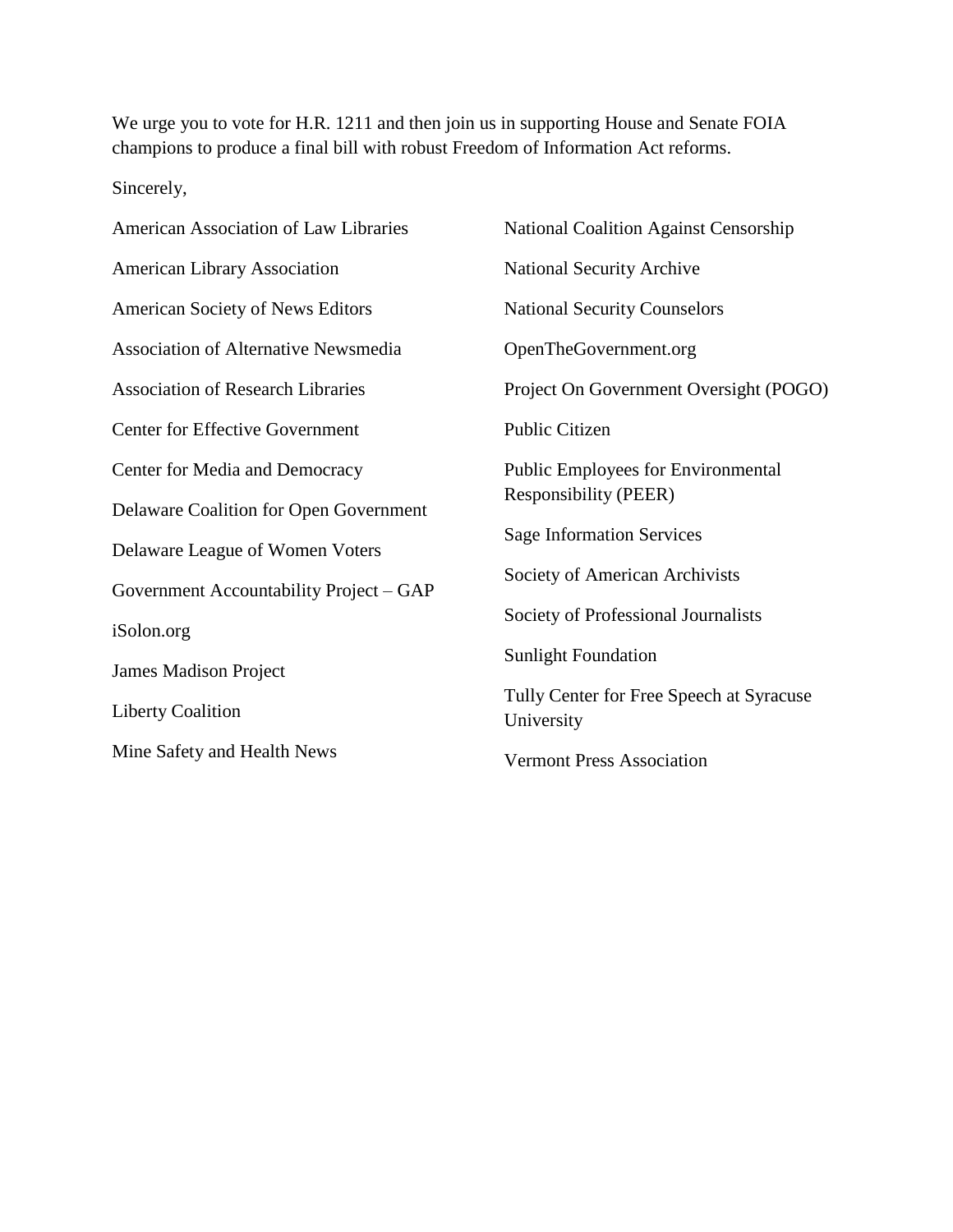We urge you to vote for H.R. 1211 and then join us in supporting House and Senate FOIA champions to produce a final bill with robust Freedom of Information Act reforms.

Sincerely,

American Association of Law Libraries

American Library Association

American Society of News Editors

Association of Alternative Newsmedia

Association of Research Libraries

Center for Effective Government

Center for Media and Democracy

Delaware Coalition for Open Government

Delaware League of Women Voters

Government Accountability Project – GAP

iSolon.org

James Madison Project

Liberty Coalition

Mine Safety and Health News

National Coalition Against Censorship

National Security Archive

National Security Counselors

OpenTheGovernment.org

Project On Government Oversight (POGO)

Public Citizen

Public Employees for Environmental Responsibility (PEER)

Sage Information Services

Society of American Archivists

Society of Professional Journalists

Sunlight Foundation

Tully Center for Free Speech at Syracuse University

Vermont Press Association